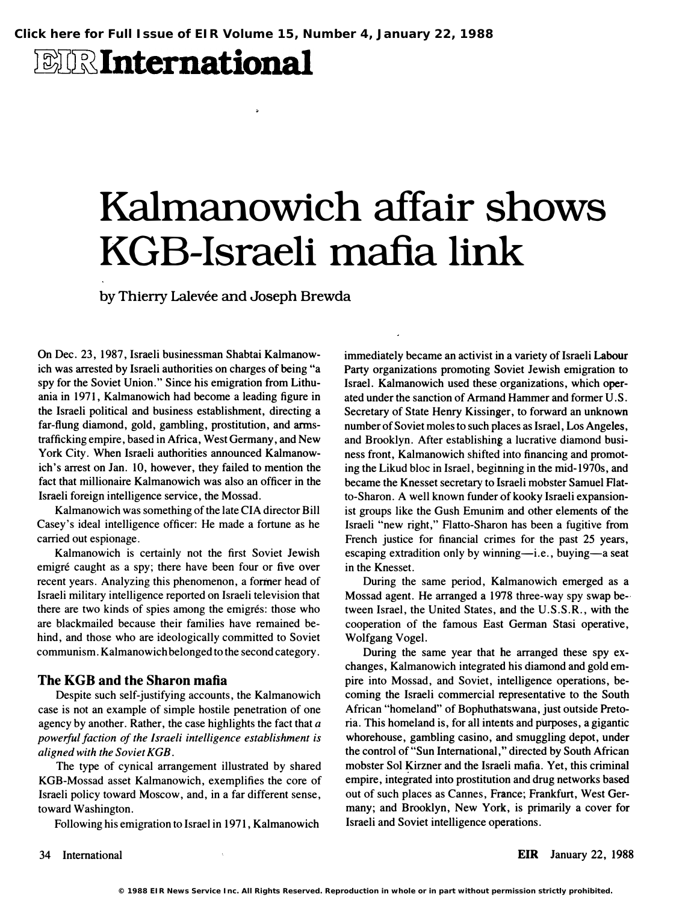# Kalmanowich affair shows KGB-Israeli mafia link

by Thierry Lalevée and Joseph Brewda

On Dec. 23, 1987, Israeli businessman Shabtai Kalmanowich was arrested by Israeli authorities on charges of being "a spy for the Soviet Union." Since his emigration from Lithuania in 1971, Kalmanowich had become a leading figure in the Israeli political and business establishment, directing a far-flung diamond, gold, gambling, prostitution, and arms-trafficking empire, based in Africa, West Germany, and New York City. When Israeli authorities announced Kalmanowich's arrest on Jan. 10, however, they failed to mention the fact that millionaire Kalmanowich was also an officer in the Israeli foreign intelligence service, the Mossad.

Kalmanowich was something of the late CIA director Bill Casey's ideal intelligence officer: He made a fortune as he carried out espionage.

Kalmanowich is certainly not the first Soviet Jewish emigré caught as a spy; there have been four or five over recent years. Analyzing this phenomenon, a former head of Israeli military intelligence reported on Israeli television that there are two kinds of spies among the emigrés: those who are blackmailed because their families have remained behind, and those who are ideologically committed to Soviet communism. Kalmanowich belonged to the second category.

## The KGB and the Sharon mafia

Despite such self-justifying accounts, the Kalmanowich case is not an example of simple hostile penetration of one agency by another. Rather, the case highlights the fact that *a powerful faction of the Israeli intelligence establishment is aligned with the Soviet KGB.*

The type of cynical arrangement illustrated by shared KGB-Mossad asset Kalmanowich, exemplifies the core of Israeli policy toward Moscow, and, in a far different sense, toward Washington.

Following his emigration to Israel in 1971, Kalmanowich immediately became an activist in a variety of Israeli Labour Party organizations promoting Soviet Jewish emigration to Israel. Kalmanowich used these organizations, which operated under the sanction of Armand Hammer and former U.S. Secretary of State Henry Kissinger, to forward an unknown number of Soviet moles to such places as Israel, Los Angeles, and Brooklyn. After establishing a lucrative diamond business front, Kalmanowich shifted into financing and promoting the Likud bloc in Israel, beginning in the mid-1970s, and became the Knesset secretary to Israeli mobster Samuel Flatto-Sharon. A well known funder of kooky Israeli expansionist groups like the Gush Emunim and other elements of the Israeli "new right," Flatto-Sharon has been a fugitive from French justice for financial crimes for the past 25 years, escaping extradition only by winning—i.e., buying—a seat in the Knesset.

During the same period, Kalmanowich emerged as a Mossad agent. He arranged a 1978 three-way spy swap between Israel, the United States, and the U.S.S.R., with the cooperation of the famous East German Stasi operative, Wolfgang Vogel.

During the same year that he arranged these spy exchanges, Kalmanowich integrated his diamond and gold empire into Mossad, and Soviet, intelligence operations, becoming the Israeli commercial representative to the South African "homeland" of Bophuthatswana, just outside Pretoria. This homeland is, for all intents and purposes, a gigantic whorehouse, gambling casino, and smuggling depot, under the control of "Sun International," directed by South African mobster Sol Kirzner and the Israeli mafia. Yet, this criminal empire, integrated into prostitution and drug networks based out of such places as Cannes, France; Frankfurt, West Germany; and Brooklyn, New York, is primarily a cover for Israeli and Soviet intelligence operations.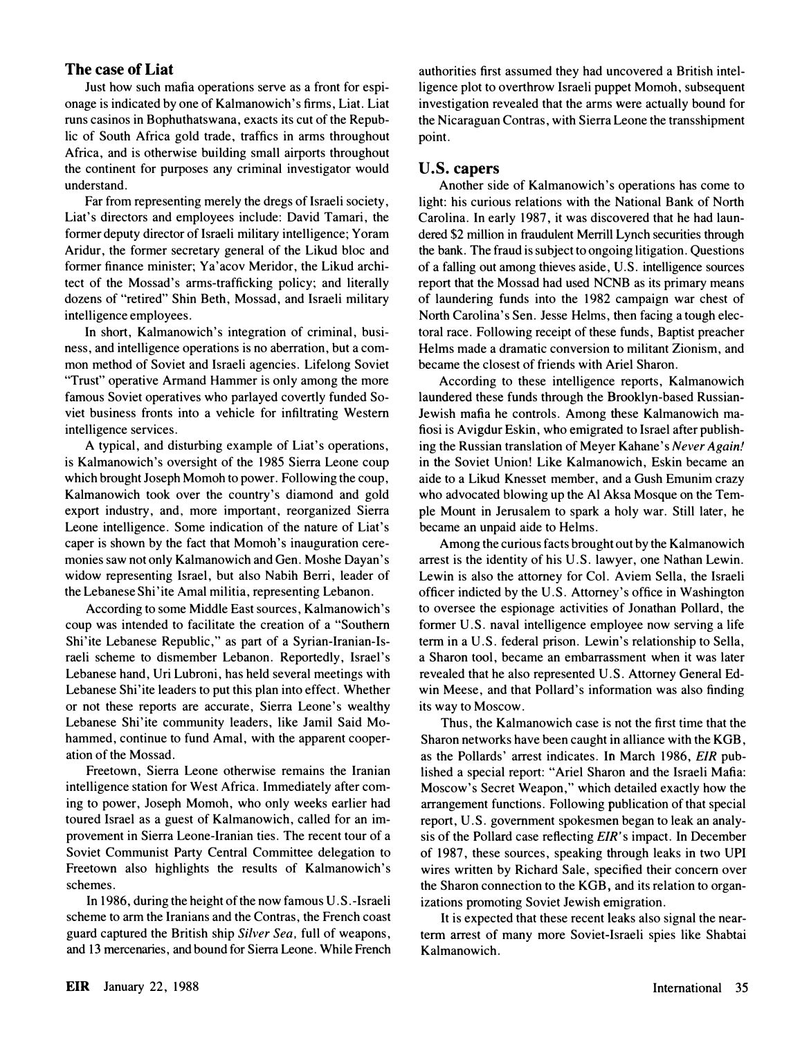## The case of Liat

Just how such mafia operations serve as a front for espionage is indicated by one of Kalmanowich's firms, Liat. Liat runs casinos in Bophuthatswana, exacts its cut of the Republic of South Africa gold trade, traffics in arms throughout Africa, and is otherwise building small airports throughout the continent for purposes any criminal investigator would understand.

Far from representing merely the dregs of Israeli society, Liat's directors and employees include: David Tamari, the former deputy director of Israeli military intelligence; Yoram Aridur, the former secretary general of the Likud bloc and former finance minister; Ya'acov Meridor, the Likud architect of the Mossad's arms-trafficking policy; and literally dozens of "retired" Shin Beth, Mossad, and Israeli military intelligence employees.

In short, Kalmanowich's integration of criminal, business, and intelligence operations is no aberration, but a common method of Soviet and Israeli agencies. Lifelong Soviet "Trust" operative Armand Hammer is only among the more famous Soviet operatives who parlayed covertly funded Soviet business fronts into a vehicle for infiltrating Western intelligence services.

A typical, and disturbing example of Liat's operations, is Kalmanowich's oversight of the 1985 Sierra Leone coup which brought Joseph Momoh to power. Following the coup, Kalmanowich took over the country's diamond and gold export industry, and, more important, reorganized Sierra Leone intelligence. Some indication of the nature of Liat's caper is shown by the fact that Momoh's inauguration ceremonies saw not only Kalmanowich and Gen. Moshe Dayan's widow representing Israel, but also Nabih Berri, leader of the Lebanese Shi'ite Amal militia, representing Lebanon.

According to some Middle East sources, Kalmanowich's coup was intended to facilitate the creation of a "Southern Shi'ite Lebanese Republic," as part of a Syrian-Iranian-Israeli scheme to dismember Lebanon. Reportedly, Israel's Lebanese hand, Uri Lubroni, has held several meetings with Lebanese Shi'ite leaders to put this plan into effect. Whether or not these reports are accurate, Sierra Leone's wealthy Lebanese Shi'ite community leaders, like Jamil Said Mohammed, continue to fund Amal, with the apparent cooperation of the Mossad.

Freetown, Sierra Leone otherwise remains the Iranian intelligence station for West Africa. Immediately after coming to power, Joseph Momoh, who only weeks earlier had toured Israel as a guest of Kalmanowich, called for an improvement in Sierra Leone-Iranian ties. The recent tour of a Soviet Communist Party Central Committee delegation to Freetown also highlights the results of Kalmanowich's schemes.

In 1986, during the height of the now famous U.S.-Israeli scheme to arm the Iranians and the Contras, the French coast guard captured the British ship *Silver Sea,* full of weapons, and 13 mercenaries, and bound for Sierra Leone. While French authorities first assumed they had uncovered a British intelligence plot to overthrow Israeli puppet Momoh, subsequent investigation revealed that the arms were actually bound for the Nicaraguan Contras, with Sierra Leone the transshipment point.

## U.S. capers

Another side of Kalmanowich's operations has come to light: his curious relations with the National Bank of North Carolina. In early 1987, it was discovered that he had laundered $2 million in fraudulent Merrill Lynch securities through the bank. The fraud is subject to ongoing litigation. Questions of a falling out among thieves aside, U.S. intelligence sources report that the Mossad had used NCNB as its primary means of laundering funds into the 1982 campaign war chest of North Carolina's Sen. Jesse Helms, then facing a tough electoral race. Following receipt of these funds, Baptist preacher Helms made a dramatic conversion to militant Zionism, and became the closest of friends with Ariel Sharon.

According to these intelligence reports, Kalmanowich laundered these funds through the Brooklyn-based Russian-Jewish mafia he controls. Among these Kalmanowich mafiosi is Avigdur Eskin, who emigrated to Israel after publishing the Russian translation of Meyer Kahane's *Never Again!* in the Soviet Union! Like Kalmanowich, Eskin became an aide to a Likud Knesset member, and a Gush Emunim crazy who advocated blowing up the Al Aksa Mosque on the Temple Mount in Jerusalem to spark a holy war. Still later, he became an unpaid aide to Helms.

Among the curious facts brought out by the Kalmanowich arrest is the identity of his U.S. lawyer, one Nathan Lewin. Lewin is also the attorney for Col. Aviem Sella, the Israeli officer indicted by the U.S. Attorney's office in Washington to oversee the espionage activities of Jonathan Pollard, the former U.S. naval intelligence employee now serving a life term in a U.S. federal prison. Lewin's relationship to Sella, a Sharon tool, became an embarrassment when it was later revealed that he also represented U.S. Attorney General Edwin Meese, and that Pollard's information was also finding its way to Moscow.

Thus, the Kalmanowich case is not the first time that the Sharon networks have been caught in alliance with the KGB, as the Pollards' arrest indicates. In March 1986, *EIR* published a special report: "Ariel Sharon and the Israeli Mafia: Moscow's Secret Weapon," which detailed exactly how the arrangement functions. Following publication of that special report, U.S. government spokesmen began to leak an analysis of the Pollard case reflecting *EIR*'s impact. In December of 1987, these sources, speaking through leaks in two UPI wires written by Richard Sale, specified their concern over the Sharon connection to the KGB, and its relation to organizations promoting Soviet Jewish emigration.

It is expected that these recent leaks also signal the near-term arrest of many more Soviet-Israeli spies like Shabtai Kalmanowich.